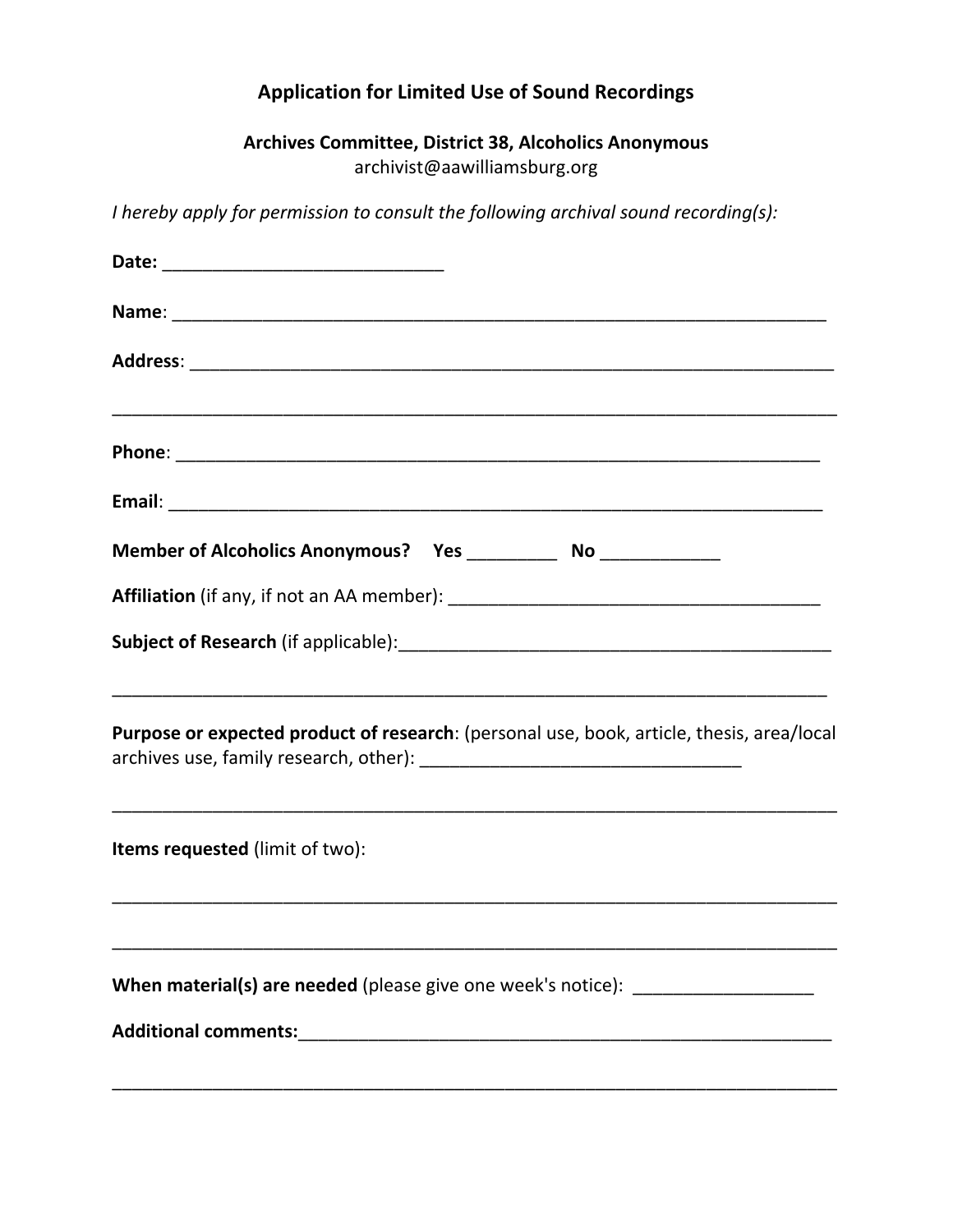# Application for Limited Use of Sound Recordings

**Archives Committee, District 38, Alcoholics Anonymous**
archivist@aawilliamsburg.org

*I hereby apply for permission to consult the following archival sound recording(s):*

**Date:** ____________________________

**Name**: _________________________________________________________________

**Address**: _______________________________________________________________

________________________________________________________________________

**Phone**: _________________________________________________________________

**Email**: _________________________________________________________________

**Member of Alcoholics Anonymous?** **Yes** _________ **No** ____________

**Affiliation** (if any, if not an AA member): ____________________________________

**Subject of Research** (if applicable):__________________________________________

________________________________________________________________________

**Purpose or expected product of research**: (personal use, book, article, thesis, area/local archives use, family research, other): ________________________________

________________________________________________________________________

**Items requested** (limit of two):

________________________________________________________________________

________________________________________________________________________

**When material(s) are needed** (please give one week's notice): __________________

**Additional comments:**_______________________________________________________

________________________________________________________________________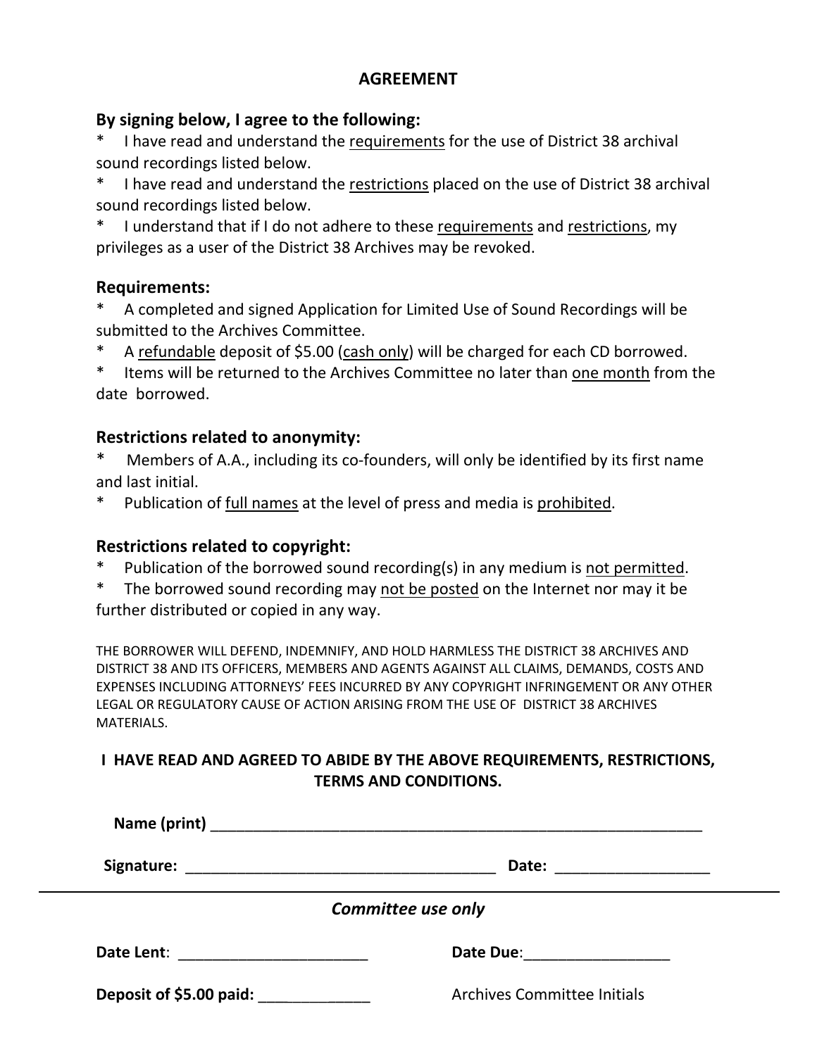# AGREEMENT

### By signing below, I agree to the following:

* I have read and understand the <u>requirements</u> for the use of District 38 archival sound recordings listed below.
* I have read and understand the <u>restrictions</u> placed on the use of District 38 archival sound recordings listed below.
* I understand that if I do not adhere to these <u>requirements</u> and <u>restrictions</u>, my privileges as a user of the District 38 Archives may be revoked.

### Requirements:

* A completed and signed Application for Limited Use of Sound Recordings will be submitted to the Archives Committee.
* A <u>refundable</u> deposit of $5.00 (<u>cash only</u>) will be charged for each CD borrowed.
* Items will be returned to the Archives Committee no later than <u>one month</u> from the date borrowed.

### Restrictions related to anonymity:

* Members of A.A., including its co-founders, will only be identified by its first name and last initial.
* Publication of <u>full names</u> at the level of press and media is <u>prohibited</u>.

### Restrictions related to copyright:

* Publication of the borrowed sound recording(s) in any medium is <u>not permitted</u>.
* The borrowed sound recording may <u>not be posted</u> on the Internet nor may it be further distributed or copied in any way.

THE BORROWER WILL DEFEND, INDEMNIFY, AND HOLD HARMLESS THE DISTRICT 38 ARCHIVES AND DISTRICT 38 AND ITS OFFICERS, MEMBERS AND AGENTS AGAINST ALL CLAIMS, DEMANDS, COSTS AND EXPENSES INCLUDING ATTORNEYS' FEES INCURRED BY ANY COPYRIGHT INFRINGEMENT OR ANY OTHER LEGAL OR REGULATORY CAUSE OF ACTION ARISING FROM THE USE OF DISTRICT 38 ARCHIVES MATERIALS.

**I HAVE READ AND AGREED TO ABIDE BY THE ABOVE REQUIREMENTS, RESTRICTIONS, TERMS AND CONDITIONS.**

**Name (print)** ____________________________________________________________

**Signature:** ____________________________________ **Date:** __________________

---

***Committee use only***

**Date Lent**: ______________________ **Date Due**:_________________

**Deposit of $5.00 paid:** _____________ Archives Committee Initials